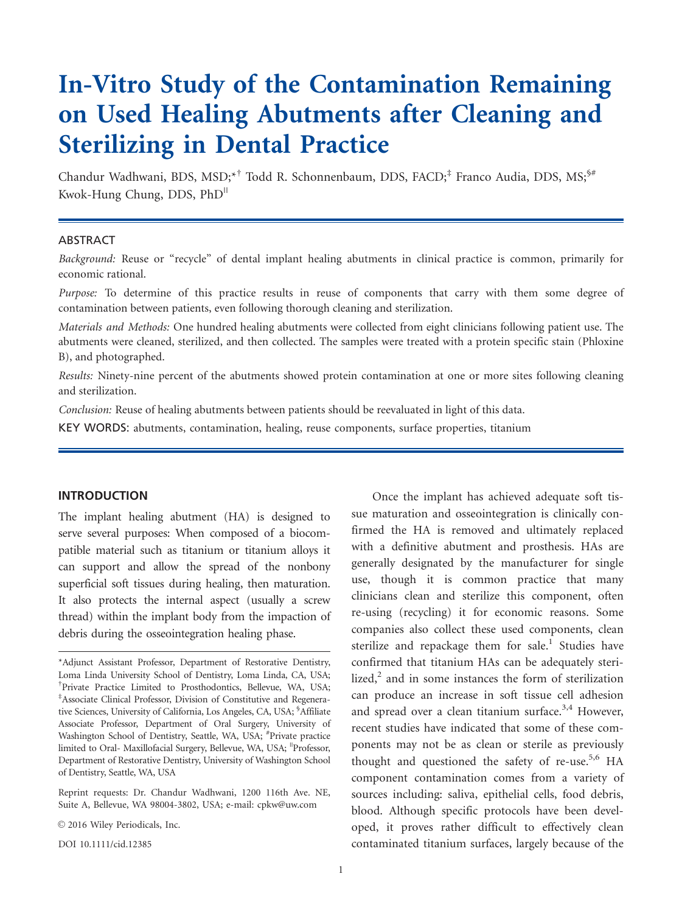# In-Vitro Study of the Contamination Remaining on Used Healing Abutments after Cleaning and Sterilizing in Dental Practice

Chandur Wadhwani, BDS, MSD;[*†] Todd R. Schonnenbaum, DDS, FACD;[‡] Franco Audia, DDS, MS;[§#] Kwok-Hung Chung, DDS, PhD[||]

## ABSTRACT

*Background:* Reuse or "recycle" of dental implant healing abutments in clinical practice is common, primarily for economic rational.

*Purpose:* To determine of this practice results in reuse of components that carry with them some degree of contamination between patients, even following thorough cleaning and sterilization.

*Materials and Methods:* One hundred healing abutments were collected from eight clinicians following patient use. The abutments were cleaned, sterilized, and then collected. The samples were treated with a protein specific stain (Phloxine B), and photographed.

*Results:* Ninety-nine percent of the abutments showed protein contamination at one or more sites following cleaning and sterilization.

*Conclusion:* Reuse of healing abutments between patients should be reevaluated in light of this data.

KEY WORDS: abutments, contamination, healing, reuse components, surface properties, titanium

## INTRODUCTION

The implant healing abutment (HA) is designed to serve several purposes: When composed of a biocompatible material such as titanium or titanium alloys it can support and allow the spread of the nonbony superficial soft tissues during healing, then maturation. It also protects the internal aspect (usually a screw thread) within the implant body from the impaction of debris during the osseointegration healing phase.

Once the implant has achieved adequate soft tissue maturation and osseointegration is clinically confirmed the HA is removed and ultimately replaced with a definitive abutment and prosthesis. HAs are generally designated by the manufacturer for single use, though it is common practice that many clinicians clean and sterilize this component, often re-using (recycling) it for economic reasons. Some companies also collect these used components, clean sterilize and repackage them for sale.[1] Studies have confirmed that titanium HAs can be adequately sterilized,[2] and in some instances the form of sterilization can produce an increase in soft tissue cell adhesion and spread over a clean titanium surface.[3,4] However, recent studies have indicated that some of these components may not be as clean or sterile as previously thought and questioned the safety of re-use.[5,6] HA component contamination comes from a variety of sources including: saliva, epithelial cells, food debris, blood. Although specific protocols have been developed, it proves rather difficult to effectively clean contaminated titanium surfaces, largely because of the

*Adjunct Assistant Professor, Department of Restorative Dentistry, Loma Linda University School of Dentistry, Loma Linda, CA, USA; †Private Practice Limited to Prosthodontics, Bellevue, WA, USA; ‡Associate Clinical Professor, Division of Constitutive and Regenerative Sciences, University of California, Los Angeles, CA, USA; §Affiliate Associate Professor, Department of Oral Surgery, University of Washington School of Dentistry, Seattle, WA, USA; #Private practice limited to Oral- Maxillofacial Surgery, Bellevue, WA, USA; ||Professor, Department of Restorative Dentistry, University of Washington School of Dentistry, Seattle, WA, USA

Reprint requests: Dr. Chandur Wadhwani, 1200 116th Ave. NE, Suite A, Bellevue, WA 98004-3802, USA; e-mail: cpkw@uw.com

© 2016 Wiley Periodicals, Inc.

DOI 10.1111/cid.12385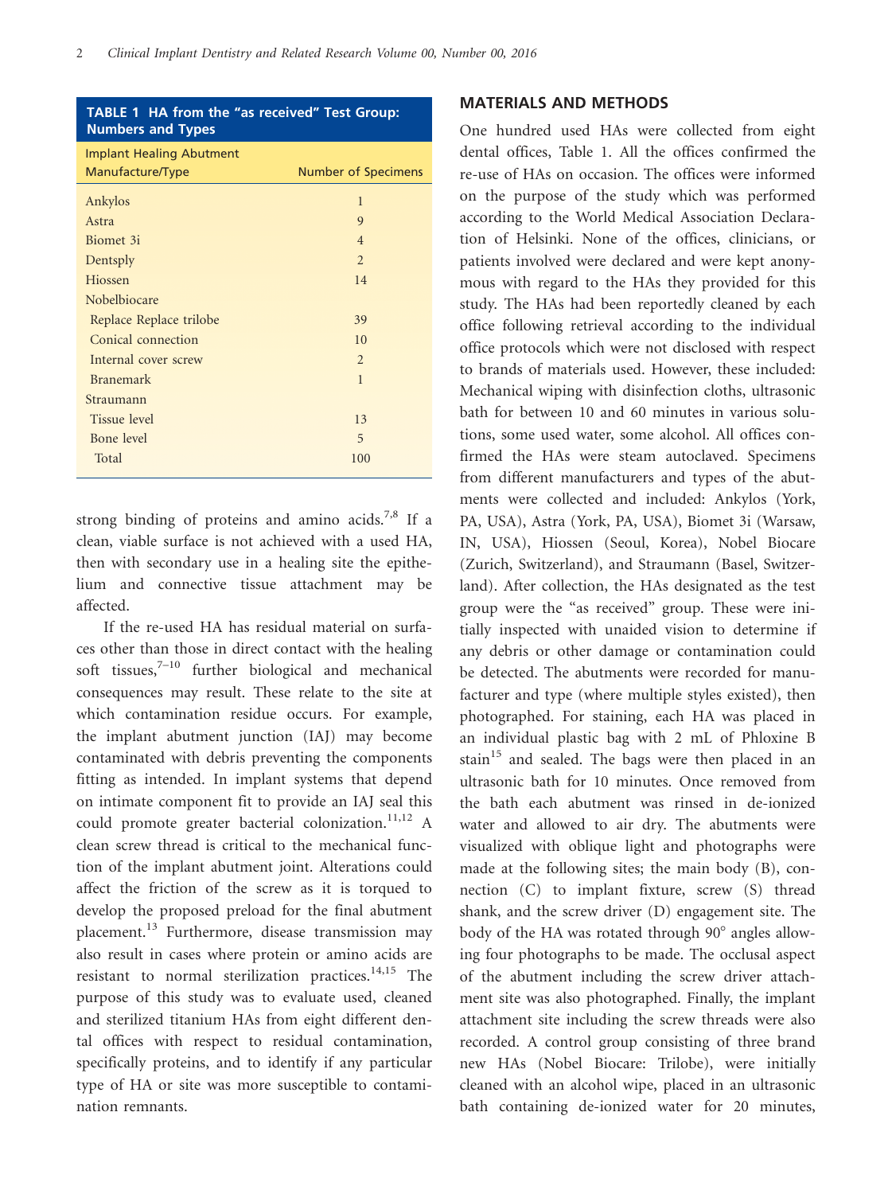**TABLE 1 HA from the "as received" Test Group: Numbers and Types**

| Implant Healing Abutment Manufacture/Type | Number of Specimens |
|---|---|
| Ankylos | 1 |
| Astra | 9 |
| Biomet 3i | 4 |
| Dentsply | 2 |
| Hiossen | 14 |
| Nobelbiocare | |
| Replace Replace trilobe | 39 |
| Conical connection | 10 |
| Internal cover screw | 2 |
| Branemark | 1 |
| Straumann | |
| Tissue level | 13 |
| Bone level | 5 |
| Total | 100 |

strong binding of proteins and amino acids.[7,8] If a clean, viable surface is not achieved with a used HA, then with secondary use in a healing site the epithelium and connective tissue attachment may be affected.

If the re-used HA has residual material on surfaces other than those in direct contact with the healing soft tissues,[7–10] further biological and mechanical consequences may result. These relate to the site at which contamination residue occurs. For example, the implant abutment junction (IAJ) may become contaminated with debris preventing the components fitting as intended. In implant systems that depend on intimate component fit to provide an IAJ seal this could promote greater bacterial colonization.[11,12] A clean screw thread is critical to the mechanical function of the implant abutment joint. Alterations could affect the friction of the screw as it is torqued to develop the proposed preload for the final abutment placement.[13] Furthermore, disease transmission may also result in cases where protein or amino acids are resistant to normal sterilization practices.[14,15] The purpose of this study was to evaluate used, cleaned and sterilized titanium HAs from eight different dental offices with respect to residual contamination, specifically proteins, and to identify if any particular type of HA or site was more susceptible to contamination remnants.

## MATERIALS AND METHODS

One hundred used HAs were collected from eight dental offices, Table 1. All the offices confirmed the re-use of HAs on occasion. The offices were informed on the purpose of the study which was performed according to the World Medical Association Declaration of Helsinki. None of the offices, clinicians, or patients involved were declared and were kept anonymous with regard to the HAs they provided for this study. The HAs had been reportedly cleaned by each office following retrieval according to the individual office protocols which were not disclosed with respect to brands of materials used. However, these included: Mechanical wiping with disinfection cloths, ultrasonic bath for between 10 and 60 minutes in various solutions, some used water, some alcohol. All offices confirmed the HAs were steam autoclaved. Specimens from different manufacturers and types of the abutments were collected and included: Ankylos (York, PA, USA), Astra (York, PA, USA), Biomet 3i (Warsaw, IN, USA), Hiossen (Seoul, Korea), Nobel Biocare (Zurich, Switzerland), and Straumann (Basel, Switzerland). After collection, the HAs designated as the test group were the "as received" group. These were initially inspected with unaided vision to determine if any debris or other damage or contamination could be detected. The abutments were recorded for manufacturer and type (where multiple styles existed), then photographed. For staining, each HA was placed in an individual plastic bag with 2 mL of Phloxine B stain[15] and sealed. The bags were then placed in an ultrasonic bath for 10 minutes. Once removed from the bath each abutment was rinsed in de-ionized water and allowed to air dry. The abutments were visualized with oblique light and photographs were made at the following sites; the main body (B), connection (C) to implant fixture, screw (S) thread shank, and the screw driver (D) engagement site. The body of the HA was rotated through 90° angles allowing four photographs to be made. The occlusal aspect of the abutment including the screw driver attachment site was also photographed. Finally, the implant attachment site including the screw threads were also recorded. A control group consisting of three brand new HAs (Nobel Biocare: Trilobe), were initially cleaned with an alcohol wipe, placed in an ultrasonic bath containing de-ionized water for 20 minutes,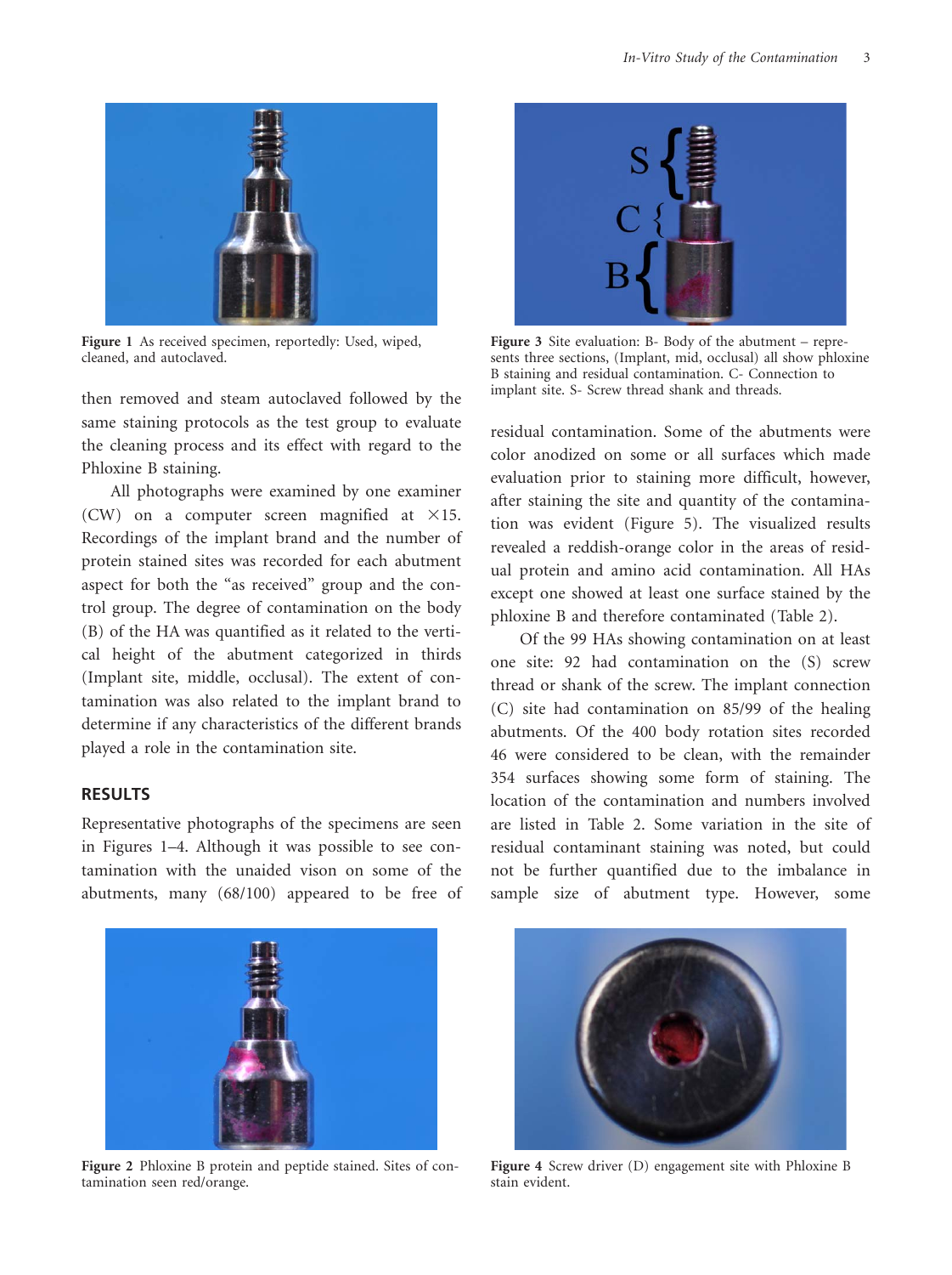Figure 1 As received specimen, reportedly: Used, wiped, cleaned, and autoclaved.

then removed and steam autoclaved followed by the same staining protocols as the test group to evaluate the cleaning process and its effect with regard to the Phloxine B staining.

All photographs were examined by one examiner (CW) on a computer screen magnified at ×15. Recordings of the implant brand and the number of protein stained sites was recorded for each abutment aspect for both the "as received" group and the control group. The degree of contamination on the body (B) of the HA was quantified as it related to the vertical height of the abutment categorized in thirds (Implant site, middle, occlusal). The extent of contamination was also related to the implant brand to determine if any characteristics of the different brands played a role in the contamination site.

## RESULTS

Representative photographs of the specimens are seen in Figures 1–4. Although it was possible to see contamination with the unaided vison on some of the abutments, many (68/100) appeared to be free of residual contamination. Some of the abutments were color anodized on some or all surfaces which made evaluation prior to staining more difficult, however, after staining the site and quantity of the contamination was evident (Figure 5). The visualized results revealed a reddish-orange color in the areas of residual protein and amino acid contamination. All HAs except one showed at least one surface stained by the phloxine B and therefore contaminated (Table 2).

Figure 3 Site evaluation: B- Body of the abutment – represents three sections, (Implant, mid, occlusal) all show phloxine B staining and residual contamination. C- Connection to implant site. S- Screw thread shank and threads.

Of the 99 HAs showing contamination on at least one site: 92 had contamination on the (S) screw thread or shank of the screw. The implant connection (C) site had contamination on 85/99 of the healing abutments. Of the 400 body rotation sites recorded 46 were considered to be clean, with the remainder 354 surfaces showing some form of staining. The location of the contamination and numbers involved are listed in Table 2. Some variation in the site of residual contaminant staining was noted, but could not be further quantified due to the imbalance in sample size of abutment type. However, some

Figure 2 Phloxine B protein and peptide stained. Sites of contamination seen red/orange.

Figure 4 Screw driver (D) engagement site with Phloxine B stain evident.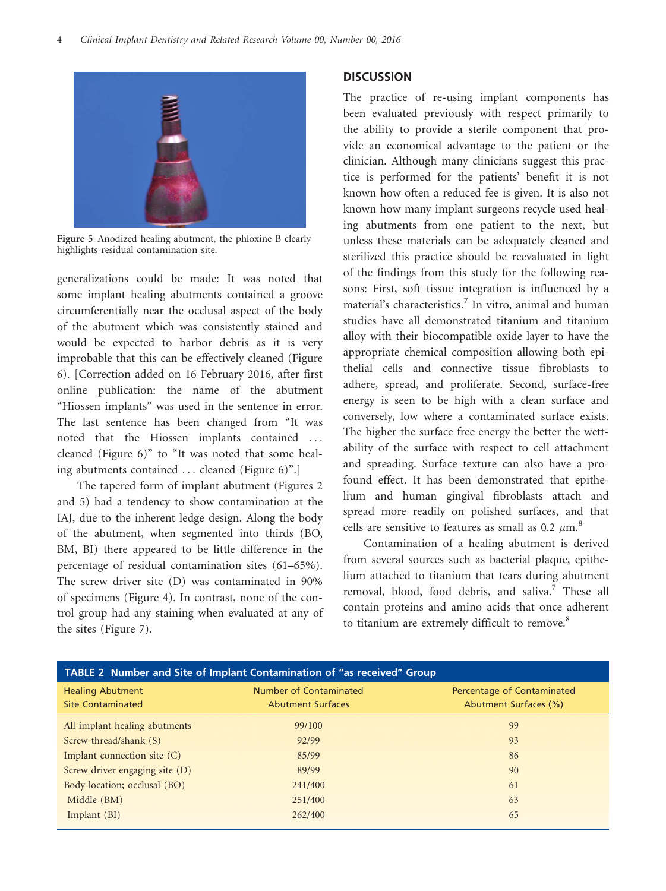Figure 5 Anodized healing abutment, the phloxine B clearly highlights residual contamination site.

generalizations could be made: It was noted that some implant healing abutments contained a groove circumferentially near the occlusal aspect of the body of the abutment which was consistently stained and would be expected to harbor debris as it is very improbable that this can be effectively cleaned (Figure 6). [Correction added on 16 February 2016, after first online publication: the name of the abutment "Hiossen implants" was used in the sentence in error. The last sentence has been changed from "It was noted that the Hiossen implants contained . . . cleaned (Figure 6)" to "It was noted that some healing abutments contained . . . cleaned (Figure 6)".]

The tapered form of implant abutment (Figures 2 and 5) had a tendency to show contamination at the IAJ, due to the inherent ledge design. Along the body of the abutment, when segmented into thirds (BO, BM, BI) there appeared to be little difference in the percentage of residual contamination sites (61–65%). The screw driver site (D) was contaminated in 90% of specimens (Figure 4). In contrast, none of the control group had any staining when evaluated at any of the sites (Figure 7).

## DISCUSSION

The practice of re-using implant components has been evaluated previously with respect primarily to the ability to provide a sterile component that provide an economical advantage to the patient or the clinician. Although many clinicians suggest this practice is performed for the patients' benefit it is not known how often a reduced fee is given. It is also not known how many implant surgeons recycle used healing abutments from one patient to the next, but unless these materials can be adequately cleaned and sterilized this practice should be reevaluated in light of the findings from this study for the following reasons: First, soft tissue integration is influenced by a material's characteristics.[7] In vitro, animal and human studies have all demonstrated titanium and titanium alloy with their biocompatible oxide layer to have the appropriate chemical composition allowing both epithelial cells and connective tissue fibroblasts to adhere, spread, and proliferate. Second, surface-free energy is seen to be high with a clean surface and conversely, low where a contaminated surface exists. The higher the surface free energy the better the wettability of the surface with respect to cell attachment and spreading. Surface texture can also have a profound effect. It has been demonstrated that epithelium and human gingival fibroblasts attach and spread more readily on polished surfaces, and that cells are sensitive to features as small as 0.2 $\mu$m.[8]

Contamination of a healing abutment is derived from several sources such as bacterial plaque, epithelium attached to titanium that tears during abutment removal, blood, food debris, and saliva.[7] These all contain proteins and amino acids that once adherent to titanium are extremely difficult to remove.[8]

**TABLE 2 Number and Site of Implant Contamination of "as received" Group**

| Healing Abutment Site Contaminated | Number of Contaminated Abutment Surfaces | Percentage of Contaminated Abutment Surfaces (%) |
|---|---|---|
| All implant healing abutments | 99/100 | 99 |
| Screw thread/shank (S) | 92/99 | 93 |
| Implant connection site (C) | 85/99 | 86 |
| Screw driver engaging site (D) | 89/99 | 90 |
| Body location; occlusal (BO) | 241/400 | 61 |
| Middle (BM) | 251/400 | 63 |
| Implant (BI) | 262/400 | 65 |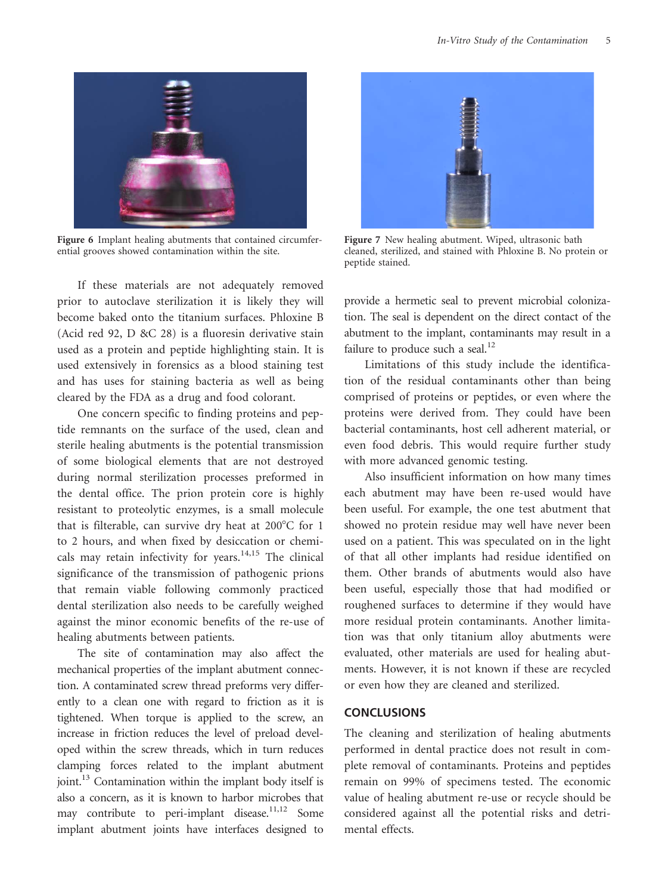Figure 6 Implant healing abutments that contained circumferential grooves showed contamination within the site.

Figure 7 New healing abutment. Wiped, ultrasonic bath cleaned, sterilized, and stained with Phloxine B. No protein or peptide stained.

If these materials are not adequately removed prior to autoclave sterilization it is likely they will become baked onto the titanium surfaces. Phloxine B (Acid red 92, D &C 28) is a fluoresin derivative stain used as a protein and peptide highlighting stain. It is used extensively in forensics as a blood staining test and has uses for staining bacteria as well as being cleared by the FDA as a drug and food colorant.

One concern specific to finding proteins and peptide remnants on the surface of the used, clean and sterile healing abutments is the potential transmission of some biological elements that are not destroyed during normal sterilization processes preformed in the dental office. The prion protein core is highly resistant to proteolytic enzymes, is a small molecule that is filterable, can survive dry heat at 200°C for 1 to 2 hours, and when fixed by desiccation or chemicals may retain infectivity for years.[14,15] The clinical significance of the transmission of pathogenic prions that remain viable following commonly practiced dental sterilization also needs to be carefully weighed against the minor economic benefits of the re-use of healing abutments between patients.

The site of contamination may also affect the mechanical properties of the implant abutment connection. A contaminated screw thread preforms very differently to a clean one with regard to friction as it is tightened. When torque is applied to the screw, an increase in friction reduces the level of preload developed within the screw threads, which in turn reduces clamping forces related to the implant abutment joint.[13] Contamination within the implant body itself is also a concern, as it is known to harbor microbes that may contribute to peri-implant disease.[11,12] Some implant abutment joints have interfaces designed to provide a hermetic seal to prevent microbial colonization. The seal is dependent on the direct contact of the abutment to the implant, contaminants may result in a failure to produce such a seal.[12]

Limitations of this study include the identification of the residual contaminants other than being comprised of proteins or peptides, or even where the proteins were derived from. They could have been bacterial contaminants, host cell adherent material, or even food debris. This would require further study with more advanced genomic testing.

Also insufficient information on how many times each abutment may have been re-used would have been useful. For example, the one test abutment that showed no protein residue may well have never been used on a patient. This was speculated on in the light of that all other implants had residue identified on them. Other brands of abutments would also have been useful, especially those that had modified or roughened surfaces to determine if they would have more residual protein contaminants. Another limitation was that only titanium alloy abutments were evaluated, other materials are used for healing abutments. However, it is not known if these are recycled or even how they are cleaned and sterilized.

## CONCLUSIONS

The cleaning and sterilization of healing abutments performed in dental practice does not result in complete removal of contaminants. Proteins and peptides remain on 99% of specimens tested. The economic value of healing abutment re-use or recycle should be considered against all the potential risks and detrimental effects.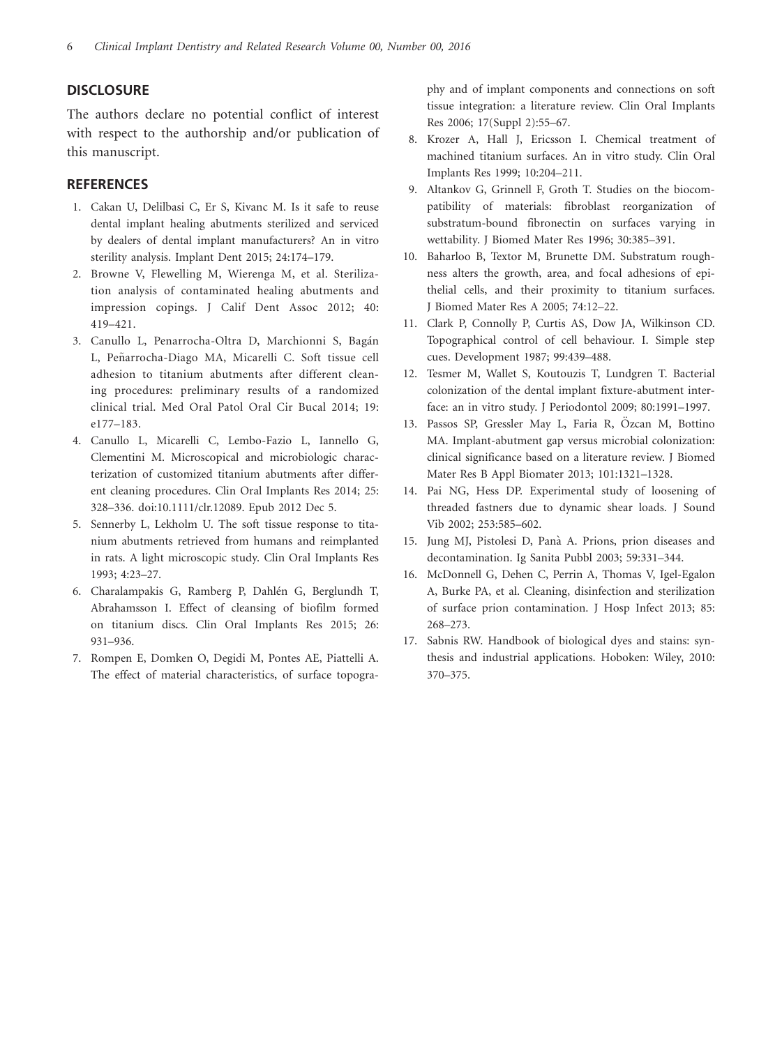## DISCLOSURE

The authors declare no potential conflict of interest with respect to the authorship and/or publication of this manuscript.

## REFERENCES

1. Cakan U, Delilbasi C, Er S, Kivanc M. Is it safe to reuse dental implant healing abutments sterilized and serviced by dealers of dental implant manufacturers? An in vitro sterility analysis. Implant Dent 2015; 24:174–179.
2. Browne V, Flewelling M, Wierenga M, et al. Sterilization analysis of contaminated healing abutments and impression copings. J Calif Dent Assoc 2012; 40: 419–421.
3. Canullo L, Penarrocha-Oltra D, Marchionni S, Bagán L, Peñarrocha-Diago MA, Micarelli C. Soft tissue cell adhesion to titanium abutments after different cleaning procedures: preliminary results of a randomized clinical trial. Med Oral Patol Oral Cir Bucal 2014; 19: e177–183.
4. Canullo L, Micarelli C, Lembo-Fazio L, Iannello G, Clementini M. Microscopical and microbiologic characterization of customized titanium abutments after different cleaning procedures. Clin Oral Implants Res 2014; 25: 328–336. doi:10.1111/clr.12089. Epub 2012 Dec 5.
5. Sennerby L, Lekholm U. The soft tissue response to titanium abutments retrieved from humans and reimplanted in rats. A light microscopic study. Clin Oral Implants Res 1993; 4:23–27.
6. Charalampakis G, Ramberg P, Dahlén G, Berglundh T, Abrahamsson I. Effect of cleansing of biofilm formed on titanium discs. Clin Oral Implants Res 2015; 26: 931–936.
7. Rompen E, Domken O, Degidi M, Pontes AE, Piattelli A. The effect of material characteristics, of surface topography and of implant components and connections on soft tissue integration: a literature review. Clin Oral Implants Res 2006; 17(Suppl 2):55–67.
8. Krozer A, Hall J, Ericsson I. Chemical treatment of machined titanium surfaces. An in vitro study. Clin Oral Implants Res 1999; 10:204–211.
9. Altankov G, Grinnell F, Groth T. Studies on the biocompatibility of materials: fibroblast reorganization of substratum-bound fibronectin on surfaces varying in wettability. J Biomed Mater Res 1996; 30:385–391.
10. Baharloo B, Textor M, Brunette DM. Substratum roughness alters the growth, area, and focal adhesions of epithelial cells, and their proximity to titanium surfaces. J Biomed Mater Res A 2005; 74:12–22.
11. Clark P, Connolly P, Curtis AS, Dow JA, Wilkinson CD. Topographical control of cell behaviour. I. Simple step cues. Development 1987; 99:439–488.
12. Tesmer M, Wallet S, Koutouzis T, Lundgren T. Bacterial colonization of the dental implant fixture-abutment interface: an in vitro study. J Periodontol 2009; 80:1991–1997.
13. Passos SP, Gressler May L, Faria R, Özcan M, Bottino MA. Implant-abutment gap versus microbial colonization: clinical significance based on a literature review. J Biomed Mater Res B Appl Biomater 2013; 101:1321–1328.
14. Pai NG, Hess DP. Experimental study of loosening of threaded fastners due to dynamic shear loads. J Sound Vib 2002; 253:585–602.
15. Jung MJ, Pistolesi D, Panà A. Prions, prion diseases and decontamination. Ig Sanita Pubbl 2003; 59:331–344.
16. McDonnell G, Dehen C, Perrin A, Thomas V, Igel-Egalon A, Burke PA, et al. Cleaning, disinfection and sterilization of surface prion contamination. J Hosp Infect 2013; 85: 268–273.
17. Sabnis RW. Handbook of biological dyes and stains: synthesis and industrial applications. Hoboken: Wiley, 2010: 370–375.